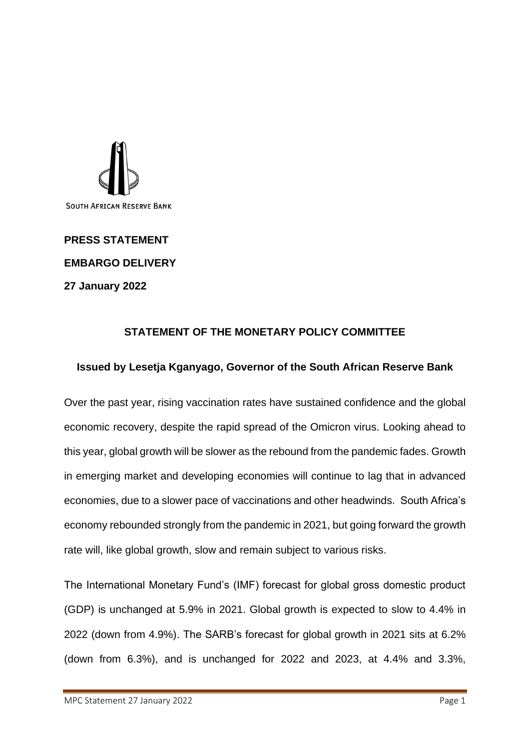SOUTH AFRICAN RESERVE BANK

**PRESS STATEMENT**

**EMBARGO DELIVERY**

**27 January 2022**

## STATEMENT OF THE MONETARY POLICY COMMITTEE

### Issued by Lesetja Kganyago, Governor of the South African Reserve Bank

Over the past year, rising vaccination rates have sustained confidence and the global economic recovery, despite the rapid spread of the Omicron virus. Looking ahead to this year, global growth will be slower as the rebound from the pandemic fades. Growth in emerging market and developing economies will continue to lag that in advanced economies, due to a slower pace of vaccinations and other headwinds. South Africa's economy rebounded strongly from the pandemic in 2021, but going forward the growth rate will, like global growth, slow and remain subject to various risks.

The International Monetary Fund's (IMF) forecast for global gross domestic product (GDP) is unchanged at 5.9% in 2021. Global growth is expected to slow to 4.4% in 2022 (down from 4.9%). The SARB's forecast for global growth in 2021 sits at 6.2% (down from 6.3%), and is unchanged for 2022 and 2023, at 4.4% and 3.3%,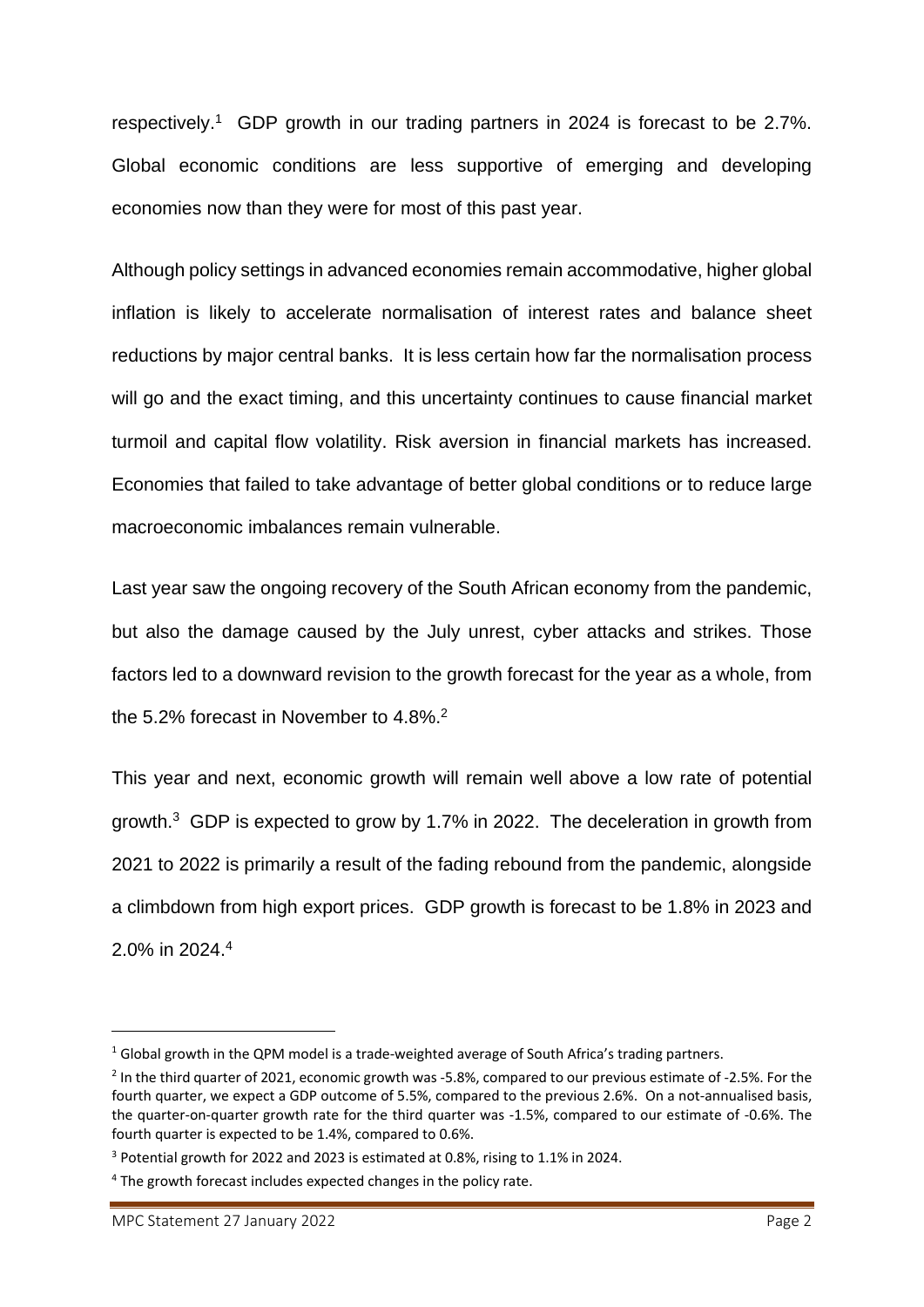respectively.[1] GDP growth in our trading partners in 2024 is forecast to be 2.7%. Global economic conditions are less supportive of emerging and developing economies now than they were for most of this past year.

Although policy settings in advanced economies remain accommodative, higher global inflation is likely to accelerate normalisation of interest rates and balance sheet reductions by major central banks. It is less certain how far the normalisation process will go and the exact timing, and this uncertainty continues to cause financial market turmoil and capital flow volatility. Risk aversion in financial markets has increased. Economies that failed to take advantage of better global conditions or to reduce large macroeconomic imbalances remain vulnerable.

Last year saw the ongoing recovery of the South African economy from the pandemic, but also the damage caused by the July unrest, cyber attacks and strikes. Those factors led to a downward revision to the growth forecast for the year as a whole, from the 5.2% forecast in November to 4.8%.[2]

This year and next, economic growth will remain well above a low rate of potential growth.[3] GDP is expected to grow by 1.7% in 2022. The deceleration in growth from 2021 to 2022 is primarily a result of the fading rebound from the pandemic, alongside a climbdown from high export prices. GDP growth is forecast to be 1.8% in 2023 and 2.0% in 2024.[4]

---

[1] Global growth in the QPM model is a trade-weighted average of South Africa's trading partners.

[2] In the third quarter of 2021, economic growth was -5.8%, compared to our previous estimate of -2.5%. For the fourth quarter, we expect a GDP outcome of 5.5%, compared to the previous 2.6%. On a not-annualised basis, the quarter-on-quarter growth rate for the third quarter was -1.5%, compared to our estimate of -0.6%. The fourth quarter is expected to be 1.4%, compared to 0.6%.

[3] Potential growth for 2022 and 2023 is estimated at 0.8%, rising to 1.1% in 2024.

[4] The growth forecast includes expected changes in the policy rate.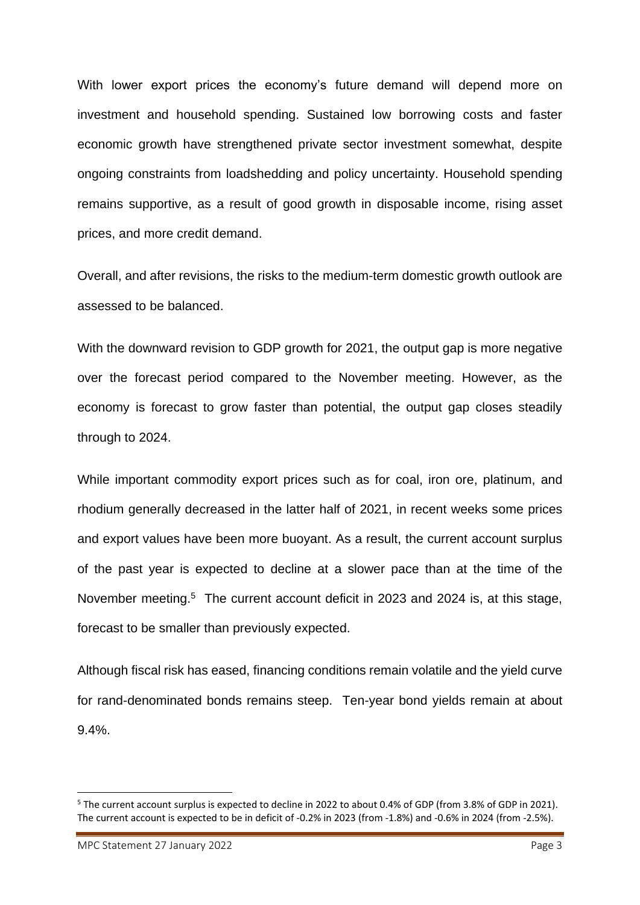With lower export prices the economy's future demand will depend more on investment and household spending. Sustained low borrowing costs and faster economic growth have strengthened private sector investment somewhat, despite ongoing constraints from loadshedding and policy uncertainty. Household spending remains supportive, as a result of good growth in disposable income, rising asset prices, and more credit demand.

Overall, and after revisions, the risks to the medium-term domestic growth outlook are assessed to be balanced.

With the downward revision to GDP growth for 2021, the output gap is more negative over the forecast period compared to the November meeting. However, as the economy is forecast to grow faster than potential, the output gap closes steadily through to 2024.

While important commodity export prices such as for coal, iron ore, platinum, and rhodium generally decreased in the latter half of 2021, in recent weeks some prices and export values have been more buoyant. As a result, the current account surplus of the past year is expected to decline at a slower pace than at the time of the November meeting.[5] The current account deficit in 2023 and 2024 is, at this stage, forecast to be smaller than previously expected.

Although fiscal risk has eased, financing conditions remain volatile and the yield curve for rand-denominated bonds remains steep. Ten-year bond yields remain at about 9.4%.

---

[5] The current account surplus is expected to decline in 2022 to about 0.4% of GDP (from 3.8% of GDP in 2021). The current account is expected to be in deficit of -0.2% in 2023 (from -1.8%) and -0.6% in 2024 (from -2.5%).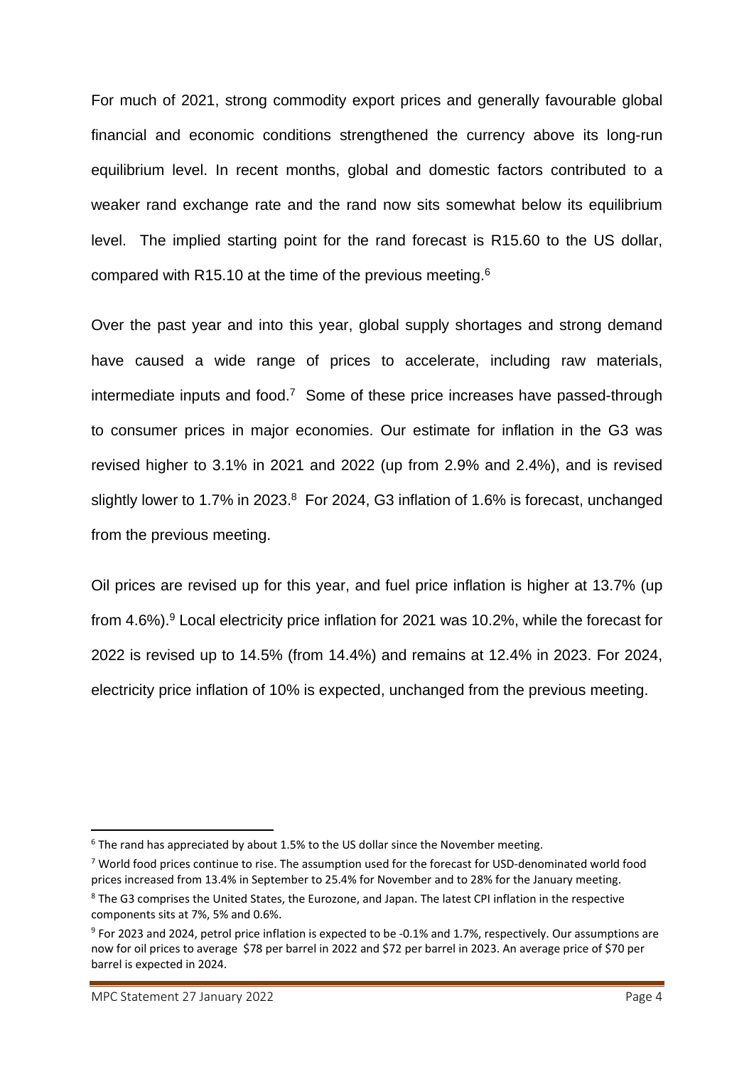For much of 2021, strong commodity export prices and generally favourable global financial and economic conditions strengthened the currency above its long-run equilibrium level. In recent months, global and domestic factors contributed to a weaker rand exchange rate and the rand now sits somewhat below its equilibrium level. The implied starting point for the rand forecast is R15.60 to the US dollar, compared with R15.10 at the time of the previous meeting.[6]

Over the past year and into this year, global supply shortages and strong demand have caused a wide range of prices to accelerate, including raw materials, intermediate inputs and food.[7] Some of these price increases have passed-through to consumer prices in major economies. Our estimate for inflation in the G3 was revised higher to 3.1% in 2021 and 2022 (up from 2.9% and 2.4%), and is revised slightly lower to 1.7% in 2023.[8] For 2024, G3 inflation of 1.6% is forecast, unchanged from the previous meeting.

Oil prices are revised up for this year, and fuel price inflation is higher at 13.7% (up from 4.6%).[9] Local electricity price inflation for 2021 was 10.2%, while the forecast for 2022 is revised up to 14.5% (from 14.4%) and remains at 12.4% in 2023. For 2024, electricity price inflation of 10% is expected, unchanged from the previous meeting.

---

[6] The rand has appreciated by about 1.5% to the US dollar since the November meeting.

[7] World food prices continue to rise. The assumption used for the forecast for USD-denominated world food prices increased from 13.4% in September to 25.4% for November and to 28% for the January meeting.

[8] The G3 comprises the United States, the Eurozone, and Japan. The latest CPI inflation in the respective components sits at 7%, 5% and 0.6%.

[9] For 2023 and 2024, petrol price inflation is expected to be -0.1% and 1.7%, respectively. Our assumptions are now for oil prices to average $78 per barrel in 2022 and $72 per barrel in 2023. An average price of $70 per barrel is expected in 2024.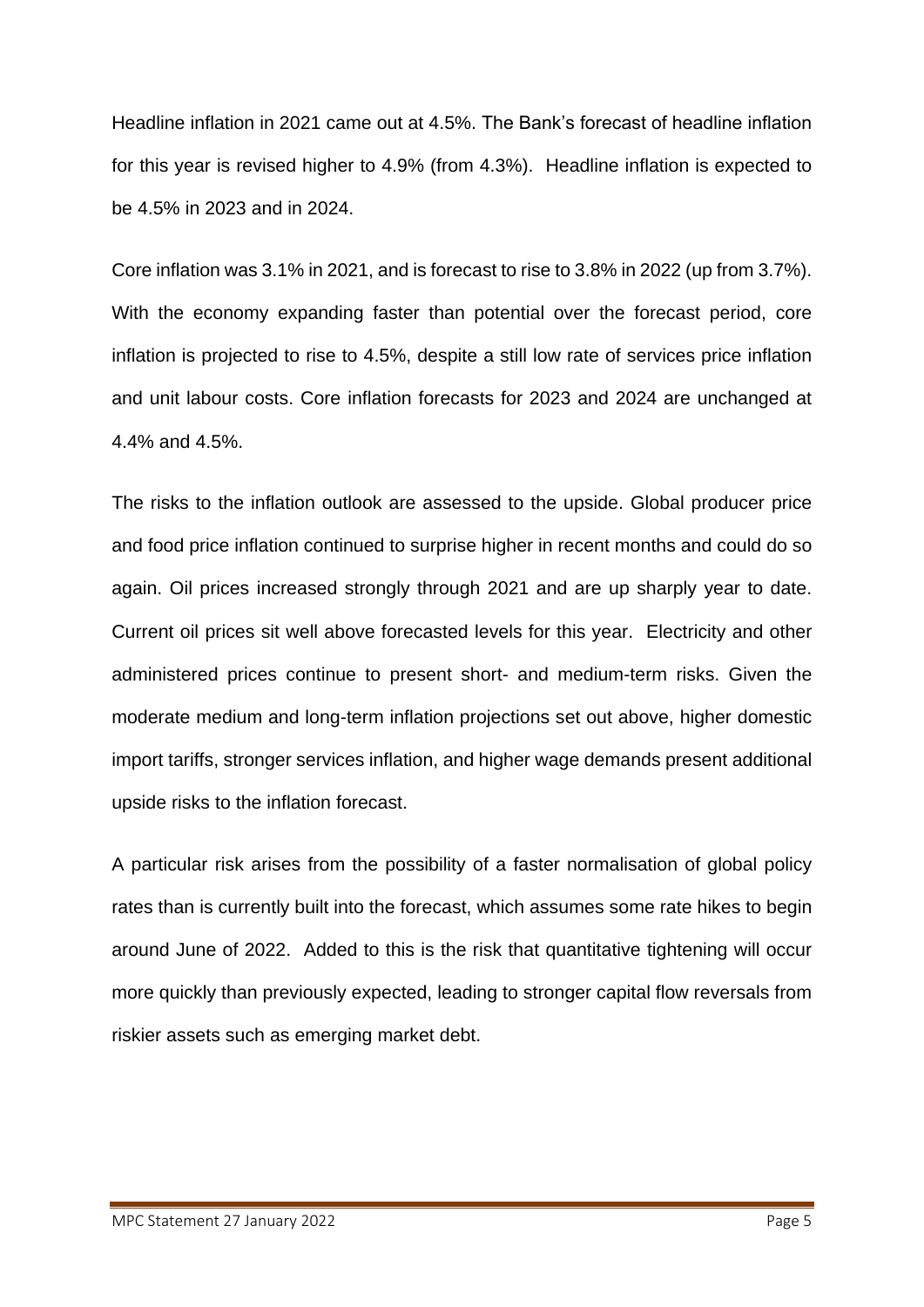Headline inflation in 2021 came out at 4.5%. The Bank's forecast of headline inflation for this year is revised higher to 4.9% (from 4.3%). Headline inflation is expected to be 4.5% in 2023 and in 2024.

Core inflation was 3.1% in 2021, and is forecast to rise to 3.8% in 2022 (up from 3.7%). With the economy expanding faster than potential over the forecast period, core inflation is projected to rise to 4.5%, despite a still low rate of services price inflation and unit labour costs. Core inflation forecasts for 2023 and 2024 are unchanged at 4.4% and 4.5%.

The risks to the inflation outlook are assessed to the upside. Global producer price and food price inflation continued to surprise higher in recent months and could do so again. Oil prices increased strongly through 2021 and are up sharply year to date. Current oil prices sit well above forecasted levels for this year. Electricity and other administered prices continue to present short- and medium-term risks. Given the moderate medium and long-term inflation projections set out above, higher domestic import tariffs, stronger services inflation, and higher wage demands present additional upside risks to the inflation forecast.

A particular risk arises from the possibility of a faster normalisation of global policy rates than is currently built into the forecast, which assumes some rate hikes to begin around June of 2022. Added to this is the risk that quantitative tightening will occur more quickly than previously expected, leading to stronger capital flow reversals from riskier assets such as emerging market debt.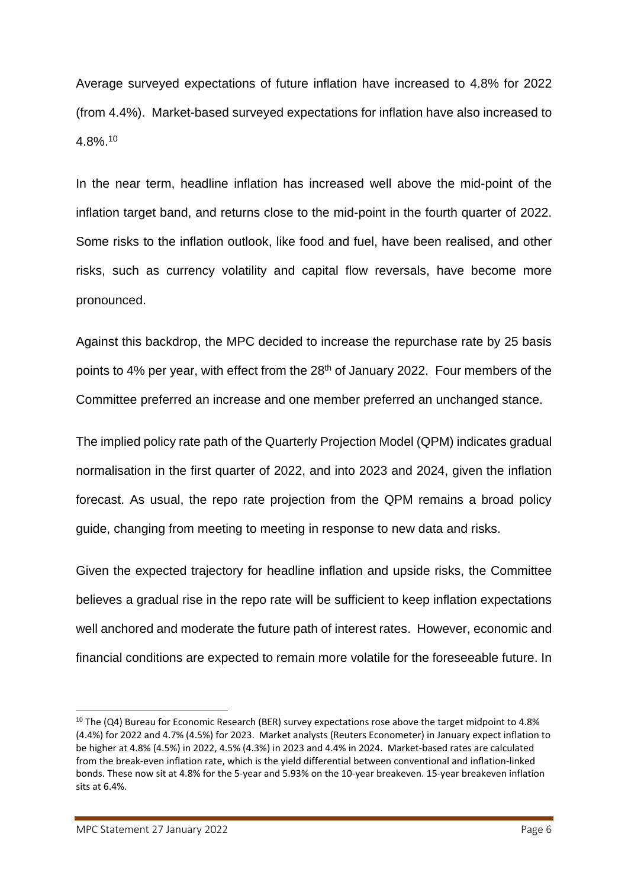Average surveyed expectations of future inflation have increased to 4.8% for 2022 (from 4.4%). Market-based surveyed expectations for inflation have also increased to 4.8%.[10]

In the near term, headline inflation has increased well above the mid-point of the inflation target band, and returns close to the mid-point in the fourth quarter of 2022. Some risks to the inflation outlook, like food and fuel, have been realised, and other risks, such as currency volatility and capital flow reversals, have become more pronounced.

Against this backdrop, the MPC decided to increase the repurchase rate by 25 basis points to 4% per year, with effect from the 28th of January 2022. Four members of the Committee preferred an increase and one member preferred an unchanged stance.

The implied policy rate path of the Quarterly Projection Model (QPM) indicates gradual normalisation in the first quarter of 2022, and into 2023 and 2024, given the inflation forecast. As usual, the repo rate projection from the QPM remains a broad policy guide, changing from meeting to meeting in response to new data and risks.

Given the expected trajectory for headline inflation and upside risks, the Committee believes a gradual rise in the repo rate will be sufficient to keep inflation expectations well anchored and moderate the future path of interest rates. However, economic and financial conditions are expected to remain more volatile for the foreseeable future. In

---

[10] The (Q4) Bureau for Economic Research (BER) survey expectations rose above the target midpoint to 4.8% (4.4%) for 2022 and 4.7% (4.5%) for 2023. Market analysts (Reuters Econometer) in January expect inflation to be higher at 4.8% (4.5%) in 2022, 4.5% (4.3%) in 2023 and 4.4% in 2024. Market-based rates are calculated from the break-even inflation rate, which is the yield differential between conventional and inflation-linked bonds. These now sit at 4.8% for the 5-year and 5.93% on the 10-year breakeven. 15-year breakeven inflation sits at 6.4%.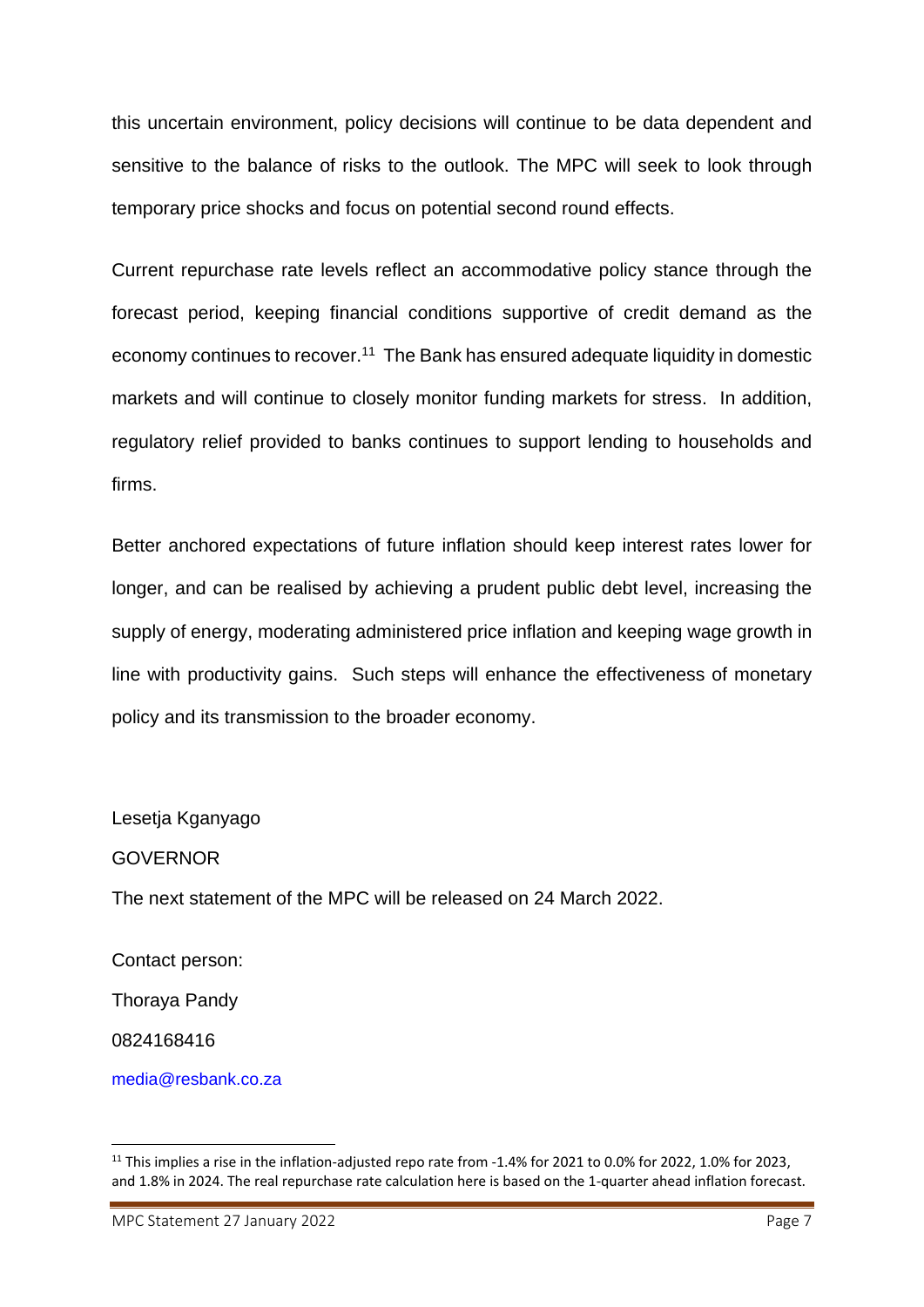this uncertain environment, policy decisions will continue to be data dependent and sensitive to the balance of risks to the outlook. The MPC will seek to look through temporary price shocks and focus on potential second round effects.

Current repurchase rate levels reflect an accommodative policy stance through the forecast period, keeping financial conditions supportive of credit demand as the economy continues to recover.[11] The Bank has ensured adequate liquidity in domestic markets and will continue to closely monitor funding markets for stress. In addition, regulatory relief provided to banks continues to support lending to households and firms.

Better anchored expectations of future inflation should keep interest rates lower for longer, and can be realised by achieving a prudent public debt level, increasing the supply of energy, moderating administered price inflation and keeping wage growth in line with productivity gains. Such steps will enhance the effectiveness of monetary policy and its transmission to the broader economy.

Lesetja Kganyago

GOVERNOR

The next statement of the MPC will be released on 24 March 2022.

Contact person:

Thoraya Pandy

0824168416

media@resbank.co.za

---

[11] This implies a rise in the inflation-adjusted repo rate from -1.4% for 2021 to 0.0% for 2022, 1.0% for 2023, and 1.8% in 2024. The real repurchase rate calculation here is based on the 1-quarter ahead inflation forecast.